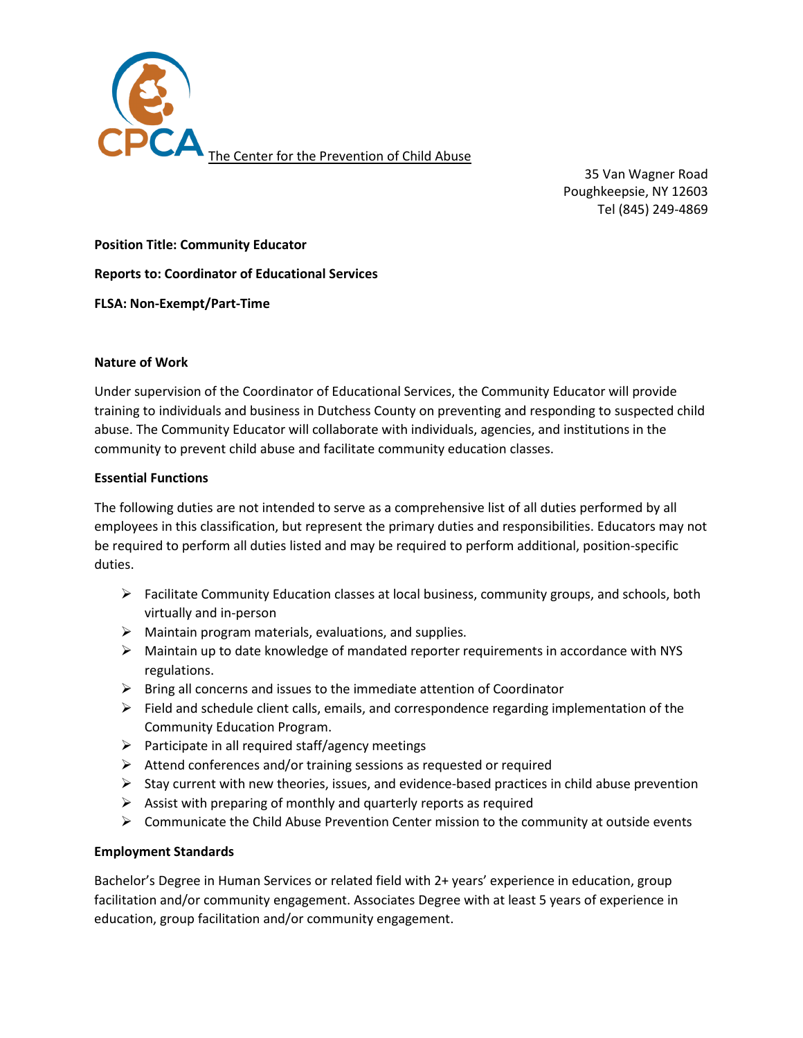CPCA The Center for the Prevention of Child Abuse

35 Van Wagner Road
Poughkeepsie, NY 12603
Tel (845) 249-4869

**Position Title: Community Educator**

**Reports to: Coordinator of Educational Services**

**FLSA: Non-Exempt/Part-Time**

**Nature of Work**

Under supervision of the Coordinator of Educational Services, the Community Educator will provide training to individuals and business in Dutchess County on preventing and responding to suspected child abuse. The Community Educator will collaborate with individuals, agencies, and institutions in the community to prevent child abuse and facilitate community education classes.

**Essential Functions**

The following duties are not intended to serve as a comprehensive list of all duties performed by all employees in this classification, but represent the primary duties and responsibilities. Educators may not be required to perform all duties listed and may be required to perform additional, position-specific duties.

- Facilitate Community Education classes at local business, community groups, and schools, both virtually and in-person
- Maintain program materials, evaluations, and supplies.
- Maintain up to date knowledge of mandated reporter requirements in accordance with NYS regulations.
- Bring all concerns and issues to the immediate attention of Coordinator
- Field and schedule client calls, emails, and correspondence regarding implementation of the Community Education Program.
- Participate in all required staff/agency meetings
- Attend conferences and/or training sessions as requested or required
- Stay current with new theories, issues, and evidence-based practices in child abuse prevention
- Assist with preparing of monthly and quarterly reports as required
- Communicate the Child Abuse Prevention Center mission to the community at outside events

**Employment Standards**

Bachelor's Degree in Human Services or related field with 2+ years' experience in education, group facilitation and/or community engagement. Associates Degree with at least 5 years of experience in education, group facilitation and/or community engagement.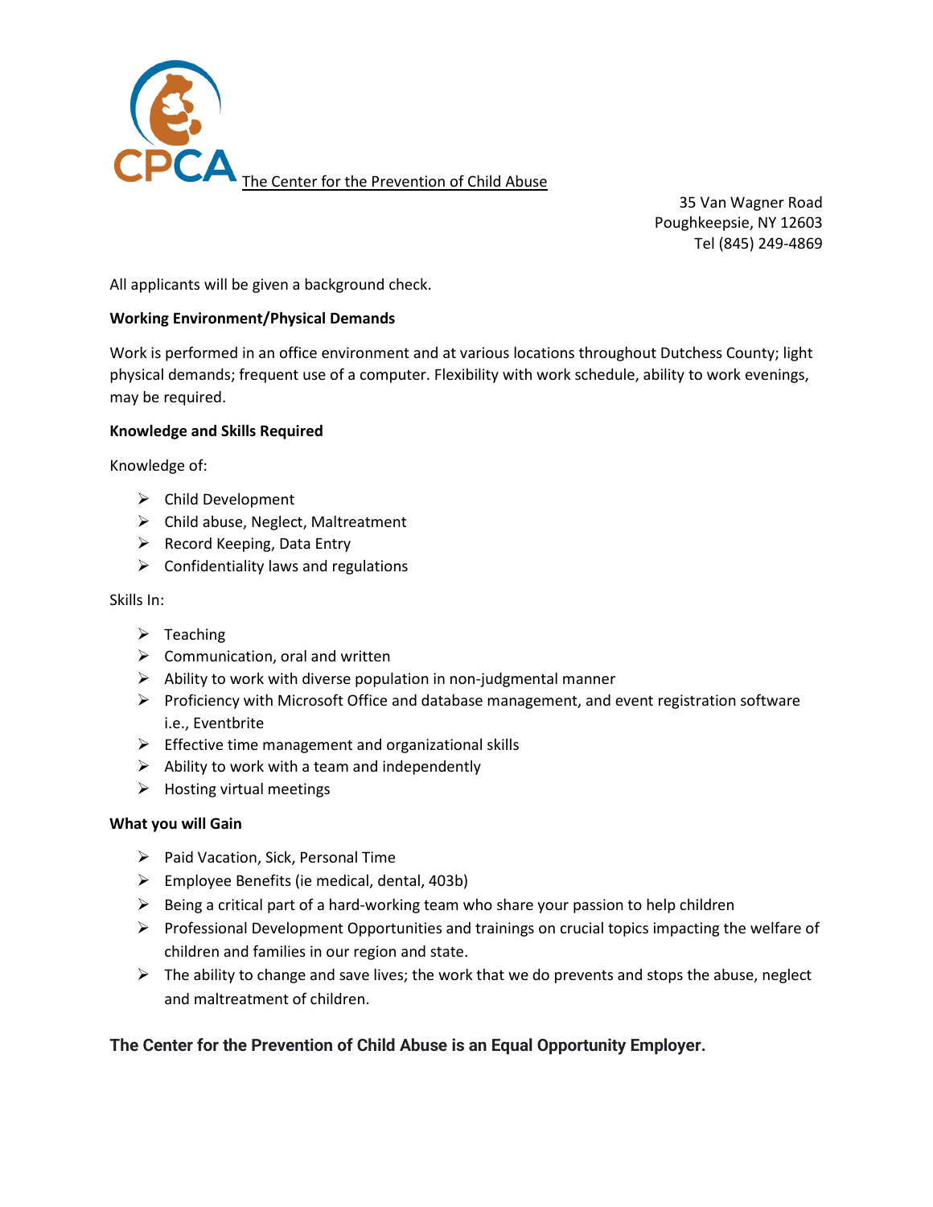CPCA The Center for the Prevention of Child Abuse

35 Van Wagner Road
Poughkeepsie, NY 12603
Tel (845) 249-4869

All applicants will be given a background check.

**Working Environment/Physical Demands**

Work is performed in an office environment and at various locations throughout Dutchess County; light physical demands; frequent use of a computer. Flexibility with work schedule, ability to work evenings, may be required.

**Knowledge and Skills Required**

Knowledge of:

- Child Development
- Child abuse, Neglect, Maltreatment
- Record Keeping, Data Entry
- Confidentiality laws and regulations

Skills In:

- Teaching
- Communication, oral and written
- Ability to work with diverse population in non-judgmental manner
- Proficiency with Microsoft Office and database management, and event registration software i.e., Eventbrite
- Effective time management and organizational skills
- Ability to work with a team and independently
- Hosting virtual meetings

**What you will Gain**

- Paid Vacation, Sick, Personal Time
- Employee Benefits (ie medical, dental, 403b)
- Being a critical part of a hard-working team who share your passion to help children
- Professional Development Opportunities and trainings on crucial topics impacting the welfare of children and families in our region and state.
- The ability to change and save lives; the work that we do prevents and stops the abuse, neglect and maltreatment of children.

**The Center for the Prevention of Child Abuse is an Equal Opportunity Employer.**